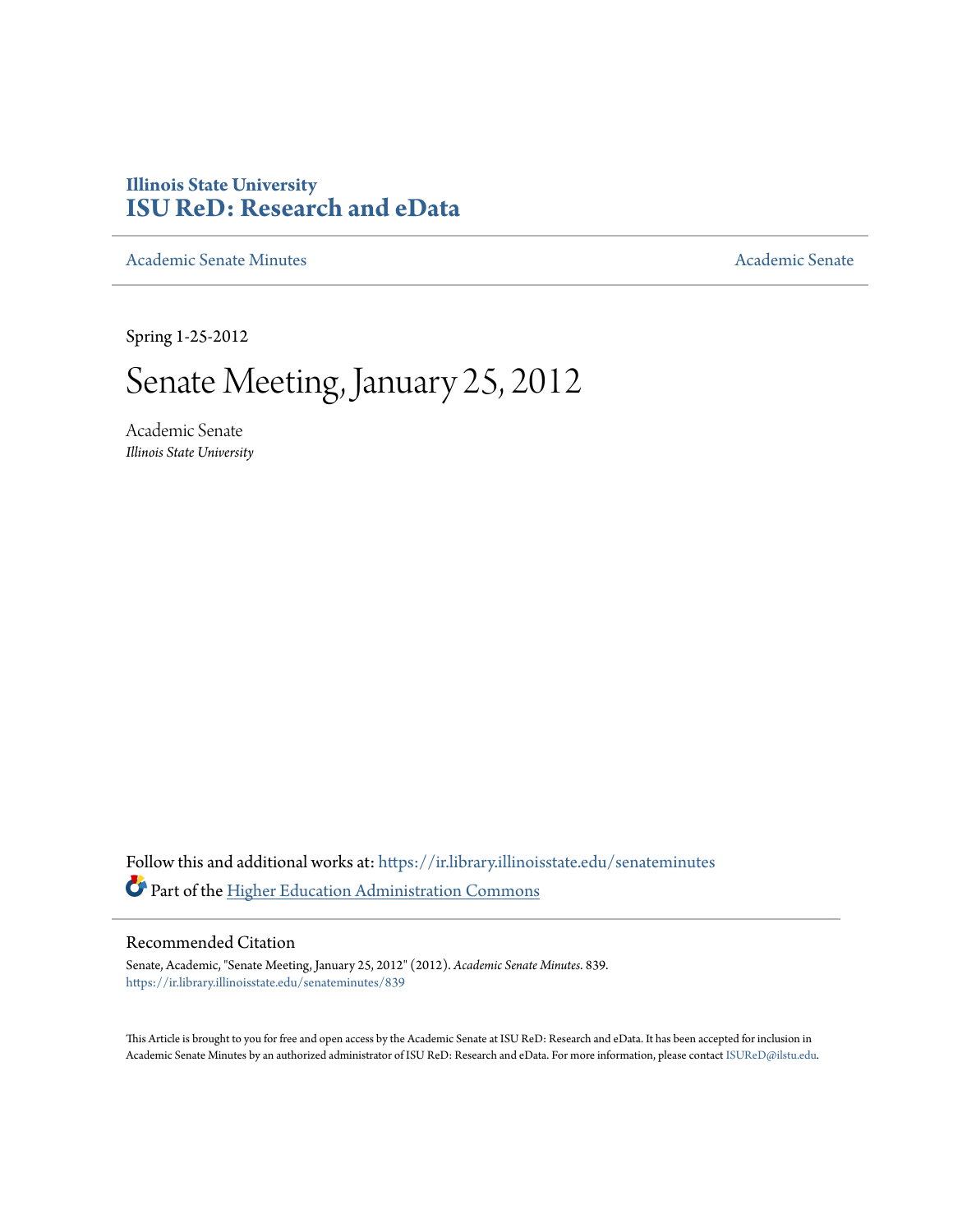Illinois State University
# ISU ReD: Research and eData

Academic Senate Minutes

Academic Senate

Spring 1-25-2012

# Senate Meeting, January 25, 2012

Academic Senate
*Illinois State University*

Follow this and additional works at: https://ir.library.illinoisstate.edu/senateminutes

Part of the Higher Education Administration Commons

## Recommended Citation

Senate, Academic, "Senate Meeting, January 25, 2012" (2012). *Academic Senate Minutes*. 839.
https://ir.library.illinoisstate.edu/senateminutes/839

This Article is brought to you for free and open access by the Academic Senate at ISU ReD: Research and eData. It has been accepted for inclusion in Academic Senate Minutes by an authorized administrator of ISU ReD: Research and eData. For more information, please contact ISUReD@ilstu.edu.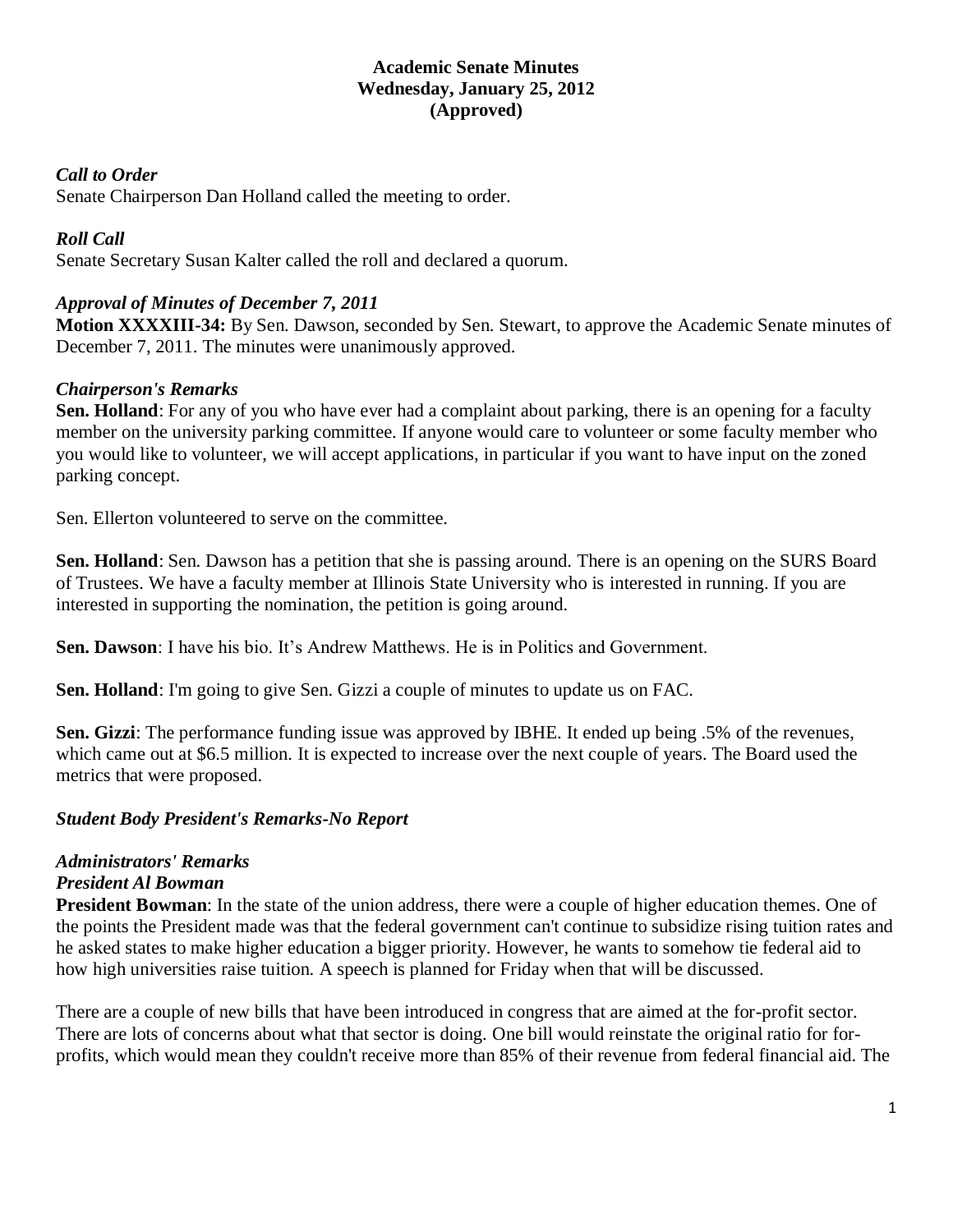**Academic Senate Minutes**
**Wednesday, January 25, 2012**
**(Approved)**

***Call to Order***

Senate Chairperson Dan Holland called the meeting to order.

***Roll Call***

Senate Secretary Susan Kalter called the roll and declared a quorum.

***Approval of Minutes of December 7, 2011***

**Motion XXXXIII-34:** By Sen. Dawson, seconded by Sen. Stewart, to approve the Academic Senate minutes of December 7, 2011. The minutes were unanimously approved.

***Chairperson's Remarks***

**Sen. Holland**: For any of you who have ever had a complaint about parking, there is an opening for a faculty member on the university parking committee. If anyone would care to volunteer or some faculty member who you would like to volunteer, we will accept applications, in particular if you want to have input on the zoned parking concept.

Sen. Ellerton volunteered to serve on the committee.

**Sen. Holland**: Sen. Dawson has a petition that she is passing around. There is an opening on the SURS Board of Trustees. We have a faculty member at Illinois State University who is interested in running. If you are interested in supporting the nomination, the petition is going around.

**Sen. Dawson**: I have his bio. It's Andrew Matthews. He is in Politics and Government.

**Sen. Holland**: I'm going to give Sen. Gizzi a couple of minutes to update us on FAC.

**Sen. Gizzi**: The performance funding issue was approved by IBHE. It ended up being .5% of the revenues, which came out at $6.5 million. It is expected to increase over the next couple of years. The Board used the metrics that were proposed.

***Student Body President's Remarks-No Report***

***Administrators' Remarks***

***President Al Bowman***

**President Bowman**: In the state of the union address, there were a couple of higher education themes. One of the points the President made was that the federal government can't continue to subsidize rising tuition rates and he asked states to make higher education a bigger priority. However, he wants to somehow tie federal aid to how high universities raise tuition. A speech is planned for Friday when that will be discussed.

There are a couple of new bills that have been introduced in congress that are aimed at the for-profit sector. There are lots of concerns about what that sector is doing. One bill would reinstate the original ratio for for-profits, which would mean they couldn't receive more than 85% of their revenue from federal financial aid. The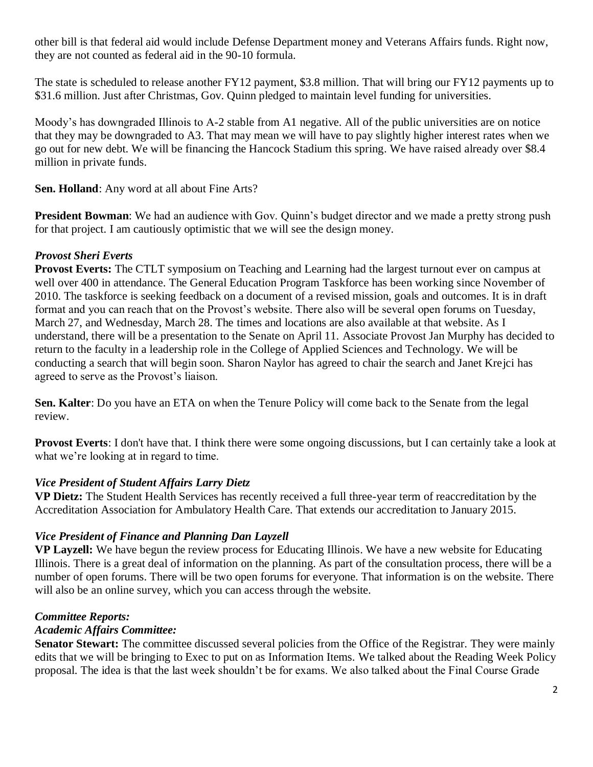other bill is that federal aid would include Defense Department money and Veterans Affairs funds. Right now, they are not counted as federal aid in the 90-10 formula.

The state is scheduled to release another FY12 payment, $3.8 million. That will bring our FY12 payments up to $31.6 million. Just after Christmas, Gov. Quinn pledged to maintain level funding for universities.

Moody's has downgraded Illinois to A-2 stable from A1 negative. All of the public universities are on notice that they may be downgraded to A3. That may mean we will have to pay slightly higher interest rates when we go out for new debt. We will be financing the Hancock Stadium this spring. We have raised already over $8.4 million in private funds.

**Sen. Holland**: Any word at all about Fine Arts?

**President Bowman**: We had an audience with Gov. Quinn's budget director and we made a pretty strong push for that project. I am cautiously optimistic that we will see the design money.

***Provost Sheri Everts***

**Provost Everts:** The CTLT symposium on Teaching and Learning had the largest turnout ever on campus at well over 400 in attendance. The General Education Program Taskforce has been working since November of 2010. The taskforce is seeking feedback on a document of a revised mission, goals and outcomes. It is in draft format and you can reach that on the Provost's website. There also will be several open forums on Tuesday, March 27, and Wednesday, March 28. The times and locations are also available at that website. As I understand, there will be a presentation to the Senate on April 11. Associate Provost Jan Murphy has decided to return to the faculty in a leadership role in the College of Applied Sciences and Technology. We will be conducting a search that will begin soon. Sharon Naylor has agreed to chair the search and Janet Krejci has agreed to serve as the Provost's liaison.

**Sen. Kalter**: Do you have an ETA on when the Tenure Policy will come back to the Senate from the legal review.

**Provost Everts**: I don't have that. I think there were some ongoing discussions, but I can certainly take a look at what we're looking at in regard to time.

***Vice President of Student Affairs Larry Dietz***

**VP Dietz:** The Student Health Services has recently received a full three-year term of reaccreditation by the Accreditation Association for Ambulatory Health Care. That extends our accreditation to January 2015.

***Vice President of Finance and Planning Dan Layzell***

**VP Layzell:** We have begun the review process for Educating Illinois. We have a new website for Educating Illinois. There is a great deal of information on the planning. As part of the consultation process, there will be a number of open forums. There will be two open forums for everyone. That information is on the website. There will also be an online survey, which you can access through the website.

***Committee Reports:***

***Academic Affairs Committee:***

**Senator Stewart:** The committee discussed several policies from the Office of the Registrar. They were mainly edits that we will be bringing to Exec to put on as Information Items. We talked about the Reading Week Policy proposal. The idea is that the last week shouldn't be for exams. We also talked about the Final Course Grade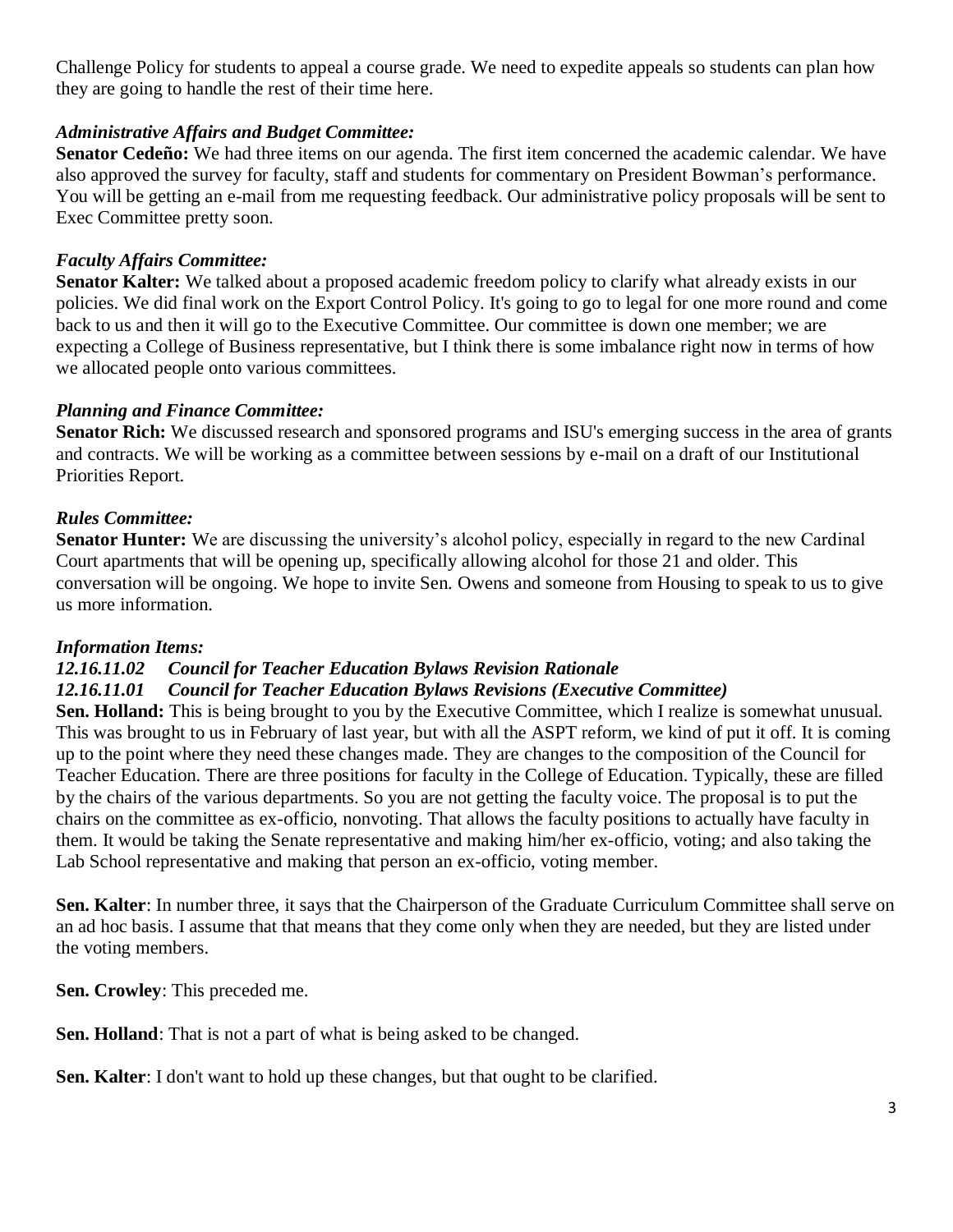Challenge Policy for students to appeal a course grade. We need to expedite appeals so students can plan how they are going to handle the rest of their time here.

***Administrative Affairs and Budget Committee:***

**Senator Cedeño:** We had three items on our agenda. The first item concerned the academic calendar. We have also approved the survey for faculty, staff and students for commentary on President Bowman's performance. You will be getting an e-mail from me requesting feedback. Our administrative policy proposals will be sent to Exec Committee pretty soon.

***Faculty Affairs Committee:***

**Senator Kalter:** We talked about a proposed academic freedom policy to clarify what already exists in our policies. We did final work on the Export Control Policy. It's going to go to legal for one more round and come back to us and then it will go to the Executive Committee. Our committee is down one member; we are expecting a College of Business representative, but I think there is some imbalance right now in terms of how we allocated people onto various committees.

***Planning and Finance Committee:***

**Senator Rich:** We discussed research and sponsored programs and ISU's emerging success in the area of grants and contracts. We will be working as a committee between sessions by e-mail on a draft of our Institutional Priorities Report.

***Rules Committee:***

**Senator Hunter:** We are discussing the university's alcohol policy, especially in regard to the new Cardinal Court apartments that will be opening up, specifically allowing alcohol for those 21 and older. This conversation will be ongoing. We hope to invite Sen. Owens and someone from Housing to speak to us to give us more information.

***Information Items:***

***12.16.11.02 Council for Teacher Education Bylaws Revision Rationale***

***12.16.11.01 Council for Teacher Education Bylaws Revisions (Executive Committee)***

**Sen. Holland:** This is being brought to you by the Executive Committee, which I realize is somewhat unusual. This was brought to us in February of last year, but with all the ASPT reform, we kind of put it off. It is coming up to the point where they need these changes made. They are changes to the composition of the Council for Teacher Education. There are three positions for faculty in the College of Education. Typically, these are filled by the chairs of the various departments. So you are not getting the faculty voice. The proposal is to put the chairs on the committee as ex-officio, nonvoting. That allows the faculty positions to actually have faculty in them. It would be taking the Senate representative and making him/her ex-officio, voting; and also taking the Lab School representative and making that person an ex-officio, voting member.

**Sen. Kalter**: In number three, it says that the Chairperson of the Graduate Curriculum Committee shall serve on an ad hoc basis. I assume that that means that they come only when they are needed, but they are listed under the voting members.

**Sen. Crowley**: This preceded me.

**Sen. Holland**: That is not a part of what is being asked to be changed.

**Sen. Kalter**: I don't want to hold up these changes, but that ought to be clarified.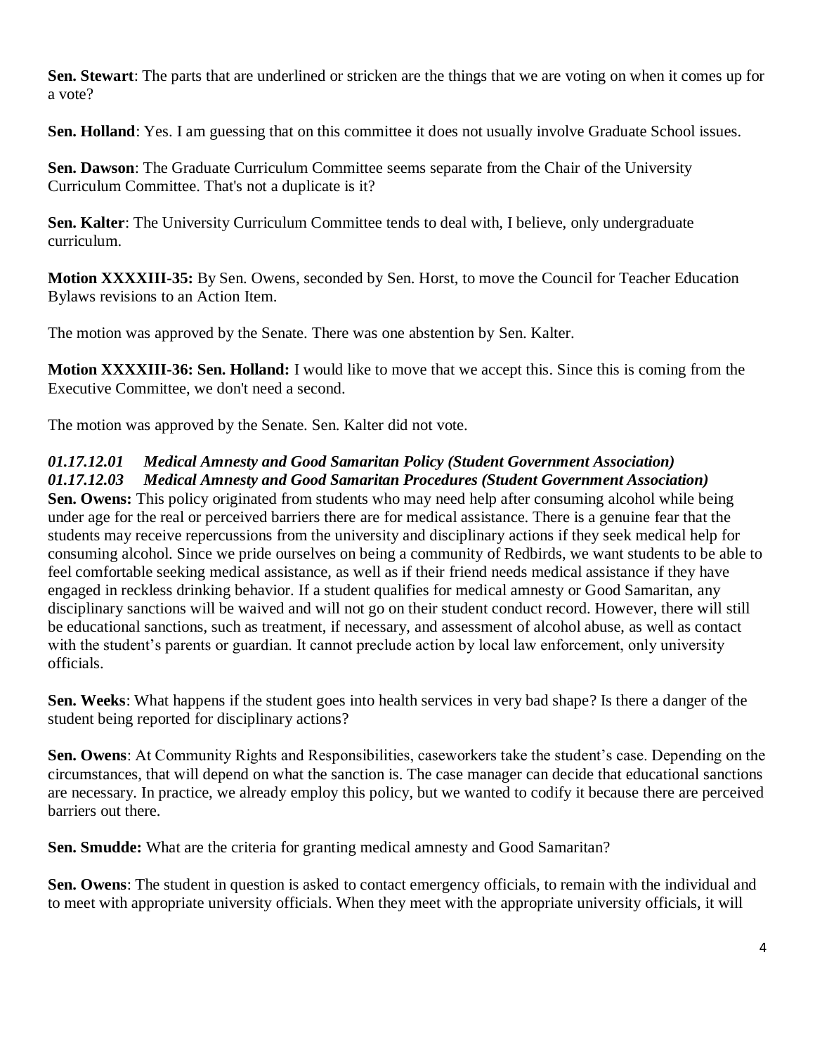**Sen. Stewart**: The parts that are underlined or stricken are the things that we are voting on when it comes up for a vote?

**Sen. Holland**: Yes. I am guessing that on this committee it does not usually involve Graduate School issues.

**Sen. Dawson**: The Graduate Curriculum Committee seems separate from the Chair of the University Curriculum Committee. That's not a duplicate is it?

**Sen. Kalter**: The University Curriculum Committee tends to deal with, I believe, only undergraduate curriculum.

**Motion XXXXIII-35:** By Sen. Owens, seconded by Sen. Horst, to move the Council for Teacher Education Bylaws revisions to an Action Item.

The motion was approved by the Senate. There was one abstention by Sen. Kalter.

**Motion XXXXIII-36: Sen. Holland:** I would like to move that we accept this. Since this is coming from the Executive Committee, we don't need a second.

The motion was approved by the Senate. Sen. Kalter did not vote.

***01.17.12.01 Medical Amnesty and Good Samaritan Policy (Student Government Association)***
***01.17.12.03 Medical Amnesty and Good Samaritan Procedures (Student Government Association)***

**Sen. Owens:** This policy originated from students who may need help after consuming alcohol while being under age for the real or perceived barriers there are for medical assistance. There is a genuine fear that the students may receive repercussions from the university and disciplinary actions if they seek medical help for consuming alcohol. Since we pride ourselves on being a community of Redbirds, we want students to be able to feel comfortable seeking medical assistance, as well as if their friend needs medical assistance if they have engaged in reckless drinking behavior. If a student qualifies for medical amnesty or Good Samaritan, any disciplinary sanctions will be waived and will not go on their student conduct record. However, there will still be educational sanctions, such as treatment, if necessary, and assessment of alcohol abuse, as well as contact with the student's parents or guardian. It cannot preclude action by local law enforcement, only university officials.

**Sen. Weeks**: What happens if the student goes into health services in very bad shape? Is there a danger of the student being reported for disciplinary actions?

**Sen. Owens**: At Community Rights and Responsibilities, caseworkers take the student's case. Depending on the circumstances, that will depend on what the sanction is. The case manager can decide that educational sanctions are necessary. In practice, we already employ this policy, but we wanted to codify it because there are perceived barriers out there.

**Sen. Smudde:** What are the criteria for granting medical amnesty and Good Samaritan?

**Sen. Owens**: The student in question is asked to contact emergency officials, to remain with the individual and to meet with appropriate university officials. When they meet with the appropriate university officials, it will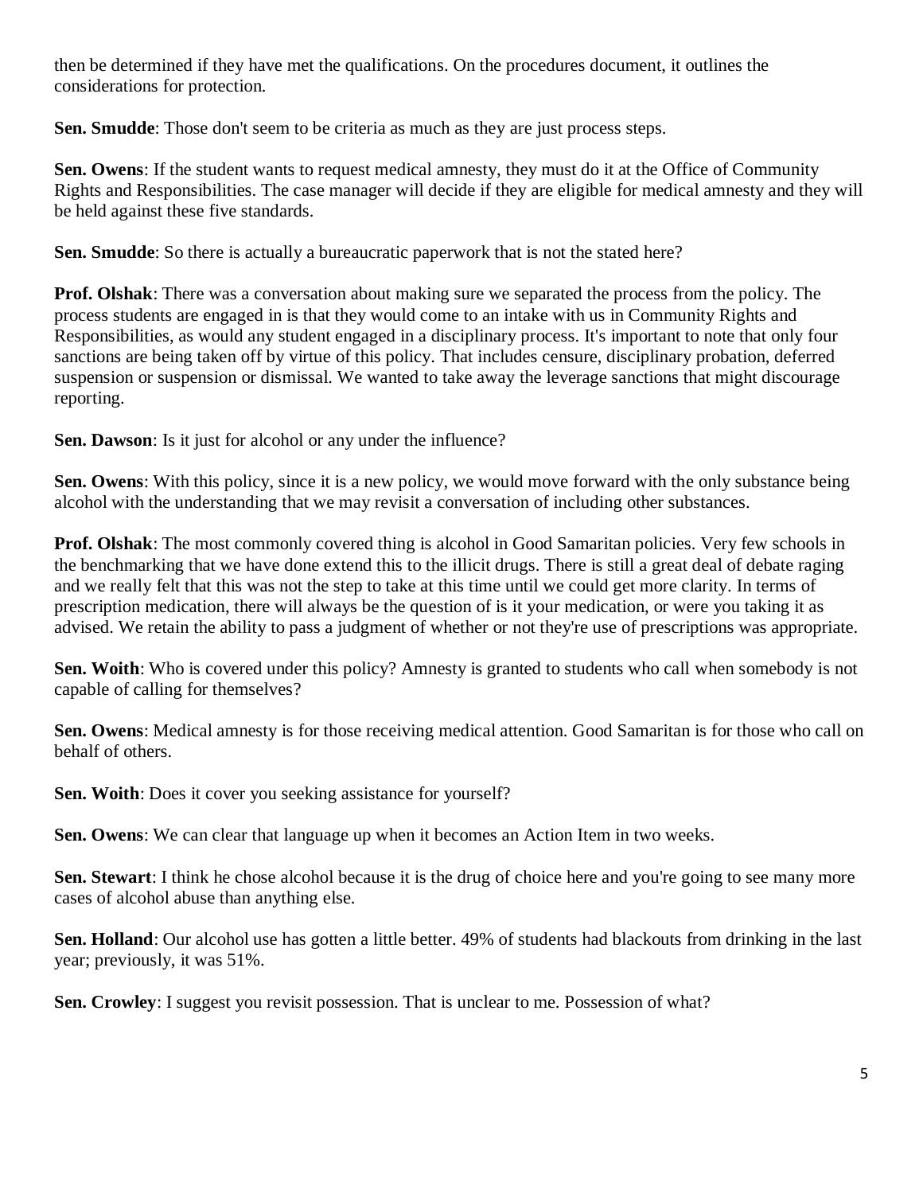then be determined if they have met the qualifications. On the procedures document, it outlines the considerations for protection.

**Sen. Smudde**: Those don't seem to be criteria as much as they are just process steps.

**Sen. Owens**: If the student wants to request medical amnesty, they must do it at the Office of Community Rights and Responsibilities. The case manager will decide if they are eligible for medical amnesty and they will be held against these five standards.

**Sen. Smudde**: So there is actually a bureaucratic paperwork that is not the stated here?

**Prof. Olshak**: There was a conversation about making sure we separated the process from the policy. The process students are engaged in is that they would come to an intake with us in Community Rights and Responsibilities, as would any student engaged in a disciplinary process. It's important to note that only four sanctions are being taken off by virtue of this policy. That includes censure, disciplinary probation, deferred suspension or suspension or dismissal. We wanted to take away the leverage sanctions that might discourage reporting.

**Sen. Dawson**: Is it just for alcohol or any under the influence?

**Sen. Owens**: With this policy, since it is a new policy, we would move forward with the only substance being alcohol with the understanding that we may revisit a conversation of including other substances.

**Prof. Olshak**: The most commonly covered thing is alcohol in Good Samaritan policies. Very few schools in the benchmarking that we have done extend this to the illicit drugs. There is still a great deal of debate raging and we really felt that this was not the step to take at this time until we could get more clarity. In terms of prescription medication, there will always be the question of is it your medication, or were you taking it as advised. We retain the ability to pass a judgment of whether or not they're use of prescriptions was appropriate.

**Sen. Woith**: Who is covered under this policy? Amnesty is granted to students who call when somebody is not capable of calling for themselves?

**Sen. Owens**: Medical amnesty is for those receiving medical attention. Good Samaritan is for those who call on behalf of others.

**Sen. Woith**: Does it cover you seeking assistance for yourself?

**Sen. Owens**: We can clear that language up when it becomes an Action Item in two weeks.

**Sen. Stewart**: I think he chose alcohol because it is the drug of choice here and you're going to see many more cases of alcohol abuse than anything else.

**Sen. Holland**: Our alcohol use has gotten a little better. 49% of students had blackouts from drinking in the last year; previously, it was 51%.

**Sen. Crowley**: I suggest you revisit possession. That is unclear to me. Possession of what?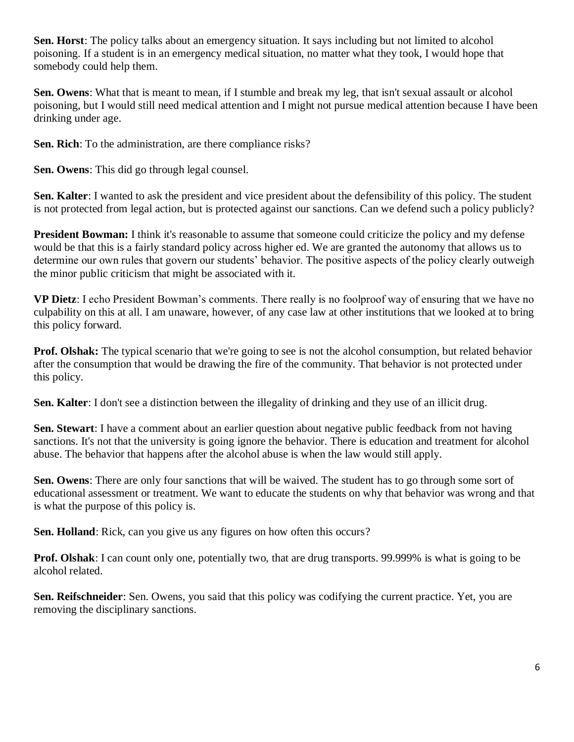**Sen. Horst**: The policy talks about an emergency situation. It says including but not limited to alcohol poisoning. If a student is in an emergency medical situation, no matter what they took, I would hope that somebody could help them.

**Sen. Owens**: What that is meant to mean, if I stumble and break my leg, that isn't sexual assault or alcohol poisoning, but I would still need medical attention and I might not pursue medical attention because I have been drinking under age.

**Sen. Rich**: To the administration, are there compliance risks?

**Sen. Owens**: This did go through legal counsel.

**Sen. Kalter**: I wanted to ask the president and vice president about the defensibility of this policy. The student is not protected from legal action, but is protected against our sanctions. Can we defend such a policy publicly?

**President Bowman:** I think it's reasonable to assume that someone could criticize the policy and my defense would be that this is a fairly standard policy across higher ed. We are granted the autonomy that allows us to determine our own rules that govern our students' behavior. The positive aspects of the policy clearly outweigh the minor public criticism that might be associated with it.

**VP Dietz**: I echo President Bowman's comments. There really is no foolproof way of ensuring that we have no culpability on this at all. I am unaware, however, of any case law at other institutions that we looked at to bring this policy forward.

**Prof. Olshak:** The typical scenario that we're going to see is not the alcohol consumption, but related behavior after the consumption that would be drawing the fire of the community. That behavior is not protected under this policy.

**Sen. Kalter**: I don't see a distinction between the illegality of drinking and they use of an illicit drug.

**Sen. Stewart**: I have a comment about an earlier question about negative public feedback from not having sanctions. It's not that the university is going ignore the behavior. There is education and treatment for alcohol abuse. The behavior that happens after the alcohol abuse is when the law would still apply.

**Sen. Owens**: There are only four sanctions that will be waived. The student has to go through some sort of educational assessment or treatment. We want to educate the students on why that behavior was wrong and that is what the purpose of this policy is.

**Sen. Holland**: Rick, can you give us any figures on how often this occurs?

**Prof. Olshak**: I can count only one, potentially two, that are drug transports. 99.999% is what is going to be alcohol related.

**Sen. Reifschneider**: Sen. Owens, you said that this policy was codifying the current practice. Yet, you are removing the disciplinary sanctions.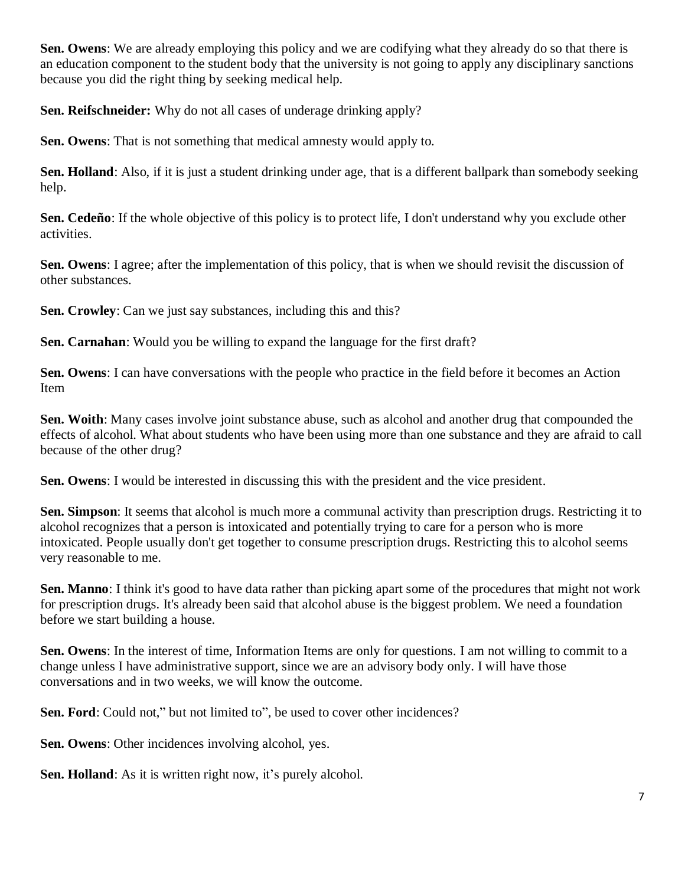**Sen. Owens**: We are already employing this policy and we are codifying what they already do so that there is an education component to the student body that the university is not going to apply any disciplinary sanctions because you did the right thing by seeking medical help.

**Sen. Reifschneider:** Why do not all cases of underage drinking apply?

**Sen. Owens**: That is not something that medical amnesty would apply to.

**Sen. Holland**: Also, if it is just a student drinking under age, that is a different ballpark than somebody seeking help.

**Sen. Cedeño**: If the whole objective of this policy is to protect life, I don't understand why you exclude other activities.

**Sen. Owens**: I agree; after the implementation of this policy, that is when we should revisit the discussion of other substances.

**Sen. Crowley**: Can we just say substances, including this and this?

**Sen. Carnahan**: Would you be willing to expand the language for the first draft?

**Sen. Owens**: I can have conversations with the people who practice in the field before it becomes an Action Item

**Sen. Woith**: Many cases involve joint substance abuse, such as alcohol and another drug that compounded the effects of alcohol. What about students who have been using more than one substance and they are afraid to call because of the other drug?

**Sen. Owens**: I would be interested in discussing this with the president and the vice president.

**Sen. Simpson**: It seems that alcohol is much more a communal activity than prescription drugs. Restricting it to alcohol recognizes that a person is intoxicated and potentially trying to care for a person who is more intoxicated. People usually don't get together to consume prescription drugs. Restricting this to alcohol seems very reasonable to me.

**Sen. Manno**: I think it's good to have data rather than picking apart some of the procedures that might not work for prescription drugs. It's already been said that alcohol abuse is the biggest problem. We need a foundation before we start building a house.

**Sen. Owens**: In the interest of time, Information Items are only for questions. I am not willing to commit to a change unless I have administrative support, since we are an advisory body only. I will have those conversations and in two weeks, we will know the outcome.

**Sen. Ford**: Could not," but not limited to", be used to cover other incidences?

**Sen. Owens**: Other incidences involving alcohol, yes.

**Sen. Holland**: As it is written right now, it's purely alcohol.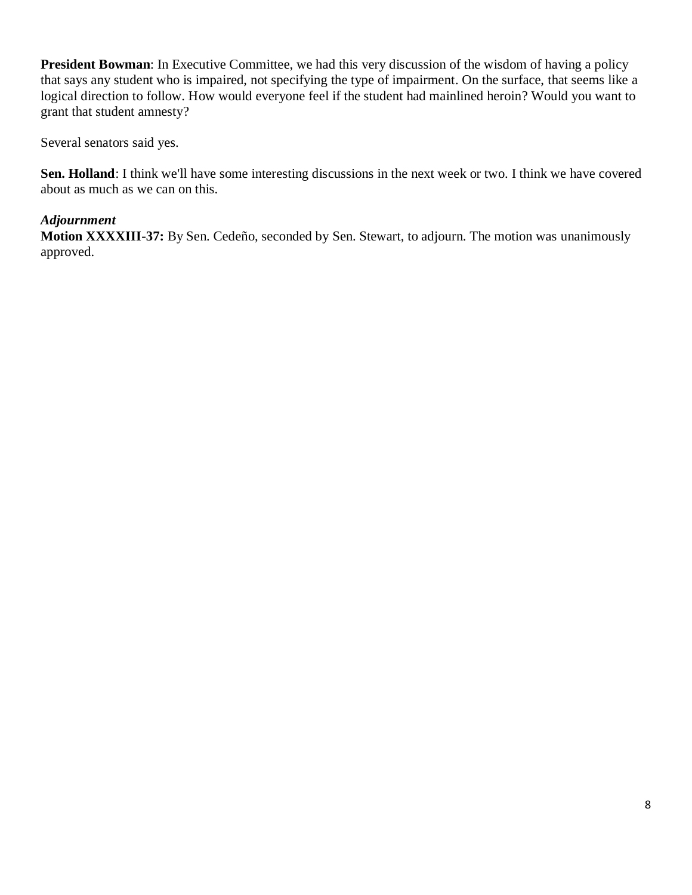**President Bowman**: In Executive Committee, we had this very discussion of the wisdom of having a policy that says any student who is impaired, not specifying the type of impairment. On the surface, that seems like a logical direction to follow. How would everyone feel if the student had mainlined heroin? Would you want to grant that student amnesty?

Several senators said yes.

**Sen. Holland**: I think we'll have some interesting discussions in the next week or two. I think we have covered about as much as we can on this.

***Adjournment***

**Motion XXXXIII-37:** By Sen. Cedeño, seconded by Sen. Stewart, to adjourn. The motion was unanimously approved.